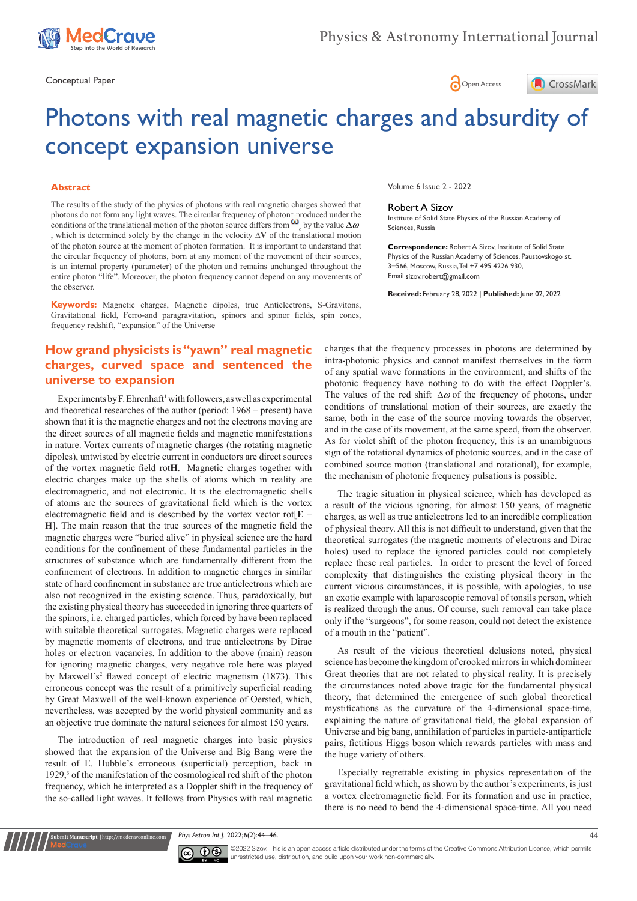Conceptual Paper

# Photons with real magnetic charges and absurdity of concept expansion universe

## Abstract

The results of the study of the physics of photons with real magnetic charges showed that photons do not form any light waves. The circular frequency of photons produced under the conditions of the translational motion of the photon source differs from $\omega_o$ by the value $\Delta\omega$, which is determined solely by the change in the velocity $\Delta V$ of the translational motion of the photon source at the moment of photon formation. It is important to understand that the circular frequency of photons, born at any moment of the movement of their sources, is an internal property (parameter) of the photon and remains unchanged throughout the entire photon "life". Moreover, the photon frequency cannot depend on any movements of the observer.

**Keywords:** Magnetic charges, Magnetic dipoles, true Antielectrons, S-Gravitons, Gravitational field, Ferro-and paragravitation, spinors and spinor fields, spin cones, frequency redshift, "expansion" of the Universe

Volume 6 Issue 2 - 2022

Robert A Sizov

Institute of Solid State Physics of the Russian Academy of Sciences, Russia

**Correspondence:** Robert A Sizov, Institute of Solid State Physics of the Russian Academy of Sciences, Paustovskogo st. 3–566, Moscow, Russia, Tel +7 495 4226 930, Email sizov.robert@gmail.com

**Received:** February 28, 2022 | **Published:** June 02, 2022

## How grand physicists is "yawn" real magnetic charges, curved space and sentenced the universe to expansion

Experiments by F. Ehrenhaft[1] with followers, as well as experimental and theoretical researches of the author (period: 1968 – present) have shown that it is the magnetic charges and not the electrons moving are the direct sources of all magnetic fields and magnetic manifestations in nature. Vortex currents of magnetic charges (the rotating magnetic dipoles), untwisted by electric current in conductors are direct sources of the vortex magnetic field rot**H**. Magnetic charges together with electric charges make up the shells of atoms which in reality are electromagnetic, and not electronic. It is the electromagnetic shells of atoms are the sources of gravitational field which is the vortex electromagnetic field and is described by the vortex vector rot[**E** – **H**]. The main reason that the true sources of the magnetic field the magnetic charges were "buried alive" in physical science are the hard conditions for the confinement of these fundamental particles in the structures of substance which are fundamentally different from the confinement of electrons. In addition to magnetic charges in similar state of hard confinement in substance are true antielectrons which are also not recognized in the existing science. Thus, paradoxically, but the existing physical theory has succeeded in ignoring three quarters of the spinors, i.e. charged particles, which forced by have been replaced with suitable theoretical surrogates. Magnetic charges were replaced by magnetic moments of electrons, and true antielectrons by Dirac holes or electron vacancies. In addition to the above (main) reason for ignoring magnetic charges, very negative role here was played by Maxwell's[2] flawed concept of electric magnetism (1873). This erroneous concept was the result of a primitively superficial reading by Great Maxwell of the well-known experience of Oersted, which, nevertheless, was accepted by the world physical community and as an objective true dominate the natural sciences for almost 150 years.

The introduction of real magnetic charges into basic physics showed that the expansion of the Universe and Big Bang were the result of E. Hubble's erroneous (superficial) perception, back in 1929,[3] of the manifestation of the cosmological red shift of the photon frequency, which he interpreted as a Doppler shift in the frequency of the so-called light waves. It follows from Physics with real magnetic charges that the frequency processes in photons are determined by intra-photonic physics and cannot manifest themselves in the form of any spatial wave formations in the environment, and shifts of the photonic frequency have nothing to do with the effect Doppler's. The values of the red shift $\Delta\omega$ of the frequency of photons, under conditions of translational motion of their sources, are exactly the same, both in the case of the source moving towards the observer, and in the case of its movement, at the same speed, from the observer. As for violet shift of the photon frequency, this is an unambiguous sign of the rotational dynamics of photonic sources, and in the case of combined source motion (translational and rotational), for example, the mechanism of photonic frequency pulsations is possible.

The tragic situation in physical science, which has developed as a result of the vicious ignoring, for almost 150 years, of magnetic charges, as well as true antielectrons led to an incredible complication of physical theory. All this is not difficult to understand, given that the theoretical surrogates (the magnetic moments of electrons and Dirac holes) used to replace the ignored particles could not completely replace these real particles. In order to present the level of forced complexity that distinguishes the existing physical theory in the current vicious circumstances, it is possible, with apologies, to use an exotic example with laparoscopic removal of tonsils person, which is realized through the anus. Of course, such removal can take place only if the "surgeons", for some reason, could not detect the existence of a mouth in the "patient".

As result of the vicious theoretical delusions noted, physical science has become the kingdom of crooked mirrors in which domineer Great theories that are not related to physical reality. It is precisely the circumstances noted above tragic for the fundamental physical theory, that determined the emergence of such global theoretical mystifications as the curvature of the 4-dimensional space-time, explaining the nature of gravitational field, the global expansion of Universe and big bang, annihilation of particles in particle-antiparticle pairs, fictitious Higgs boson which rewards particles with mass and the huge variety of others.

Especially regrettable existing in physics representation of the gravitational field which, as shown by the author's experiments, is just a vortex electromagnetic field. For its formation and use in practice, there is no need to bend the 4-dimensional space-time. All you need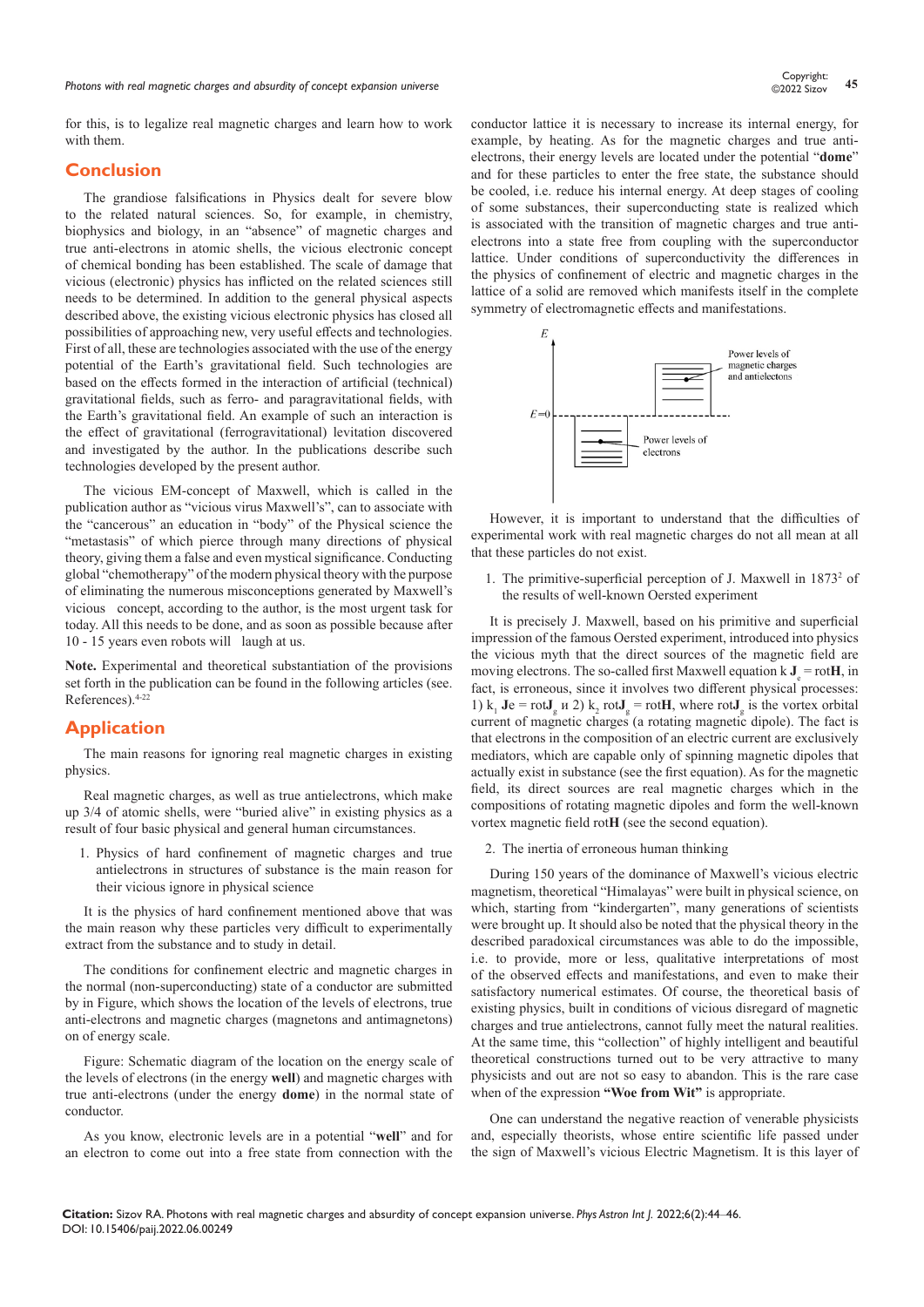for this, is to legalize real magnetic charges and learn how to work with them.

## Conclusion

The grandiose falsifications in Physics dealt for severe blow to the related natural sciences. So, for example, in chemistry, biophysics and biology, in an "absence" of magnetic charges and true anti-electrons in atomic shells, the vicious electronic concept of chemical bonding has been established. The scale of damage that vicious (electronic) physics has inflicted on the related sciences still needs to be determined. In addition to the general physical aspects described above, the existing vicious electronic physics has closed all possibilities of approaching new, very useful effects and technologies. First of all, these are technologies associated with the use of the energy potential of the Earth's gravitational field. Such technologies are based on the effects formed in the interaction of artificial (technical) gravitational fields, such as ferro- and paragravitational fields, with the Earth's gravitational field. An example of such an interaction is the effect of gravitational (ferrogravitational) levitation discovered and investigated by the author. In the publications describe such technologies developed by the present author.

The vicious EM-concept of Maxwell, which is called in the publication author as "vicious virus Maxwell's", can to associate with the "cancerous" an education in "body" of the Physical science the "metastasis" of which pierce through many directions of physical theory, giving them a false and even mystical significance. Conducting global "chemotherapy" of the modern physical theory with the purpose of eliminating the numerous misconceptions generated by Maxwell's vicious concept, according to the author, is the most urgent task for today. All this needs to be done, and as soon as possible because after 10 - 15 years even robots will laugh at us.

**Note.** Experimental and theoretical substantiation of the provisions set forth in the publication can be found in the following articles (see. References).[4-22]

## Application

The main reasons for ignoring real magnetic charges in existing physics.

Real magnetic charges, as well as true antielectrons, which make up 3/4 of atomic shells, were "buried alive" in existing physics as a result of four basic physical and general human circumstances.

1. Physics of hard confinement of magnetic charges and true antielectrons in structures of substance is the main reason for their vicious ignore in physical science

It is the physics of hard confinement mentioned above that was the main reason why these particles very difficult to experimentally extract from the substance and to study in detail.

The conditions for confinement electric and magnetic charges in the normal (non-superconducting) state of a conductor are submitted by in Figure, which shows the location of the levels of electrons, true anti-electrons and magnetic charges (magnetons and antimagnetons) on of energy scale.

Figure: Schematic diagram of the location on the energy scale of the levels of electrons (in the energy **well**) and magnetic charges with true anti-electrons (under the energy **dome**) in the normal state of conductor.

As you know, electronic levels are in a potential "**well**" and for an electron to come out into a free state from connection with the conductor lattice it is necessary to increase its internal energy, for example, by heating. As for the magnetic charges and true anti-electrons, their energy levels are located under the potential "**dome**" and for these particles to enter the free state, the substance should be cooled, i.e. reduce his internal energy. At deep stages of cooling of some substances, their superconducting state is realized which is associated with the transition of magnetic charges and true anti-electrons into a state free from coupling with the superconductor lattice. Under conditions of superconductivity the differences in the physics of confinement of electric and magnetic charges in the lattice of a solid are removed which manifests itself in the complete symmetry of electromagnetic effects and manifestations.

However, it is important to understand that the difficulties of experimental work with real magnetic charges do not all mean at all that these particles do not exist.

1. The primitive-superficial perception of J. Maxwell in 1873[2] of the results of well-known Oersted experiment

It is precisely J. Maxwell, based on his primitive and superficial impression of the famous Oersted experiment, introduced into physics the vicious myth that the direct sources of the magnetic field are moving electrons. The so-called first Maxwell equation k $\mathbf{J}_e = \text{rot}\mathbf{H}$, in fact, is erroneous, since it involves two different physical processes: 1) $k_1\ \mathbf{Je} = \text{rot}\mathbf{J}_g$ и 2) $k_2\ \text{rot}\mathbf{J}_g = \text{rot}\mathbf{H}$, where $\text{rot}\mathbf{J}_g$ is the vortex orbital current of magnetic charges (a rotating magnetic dipole). The fact is that electrons in the composition of an electric current are exclusively mediators, which are capable only of spinning magnetic dipoles that actually exist in substance (see the first equation). As for the magnetic field, its direct sources are real magnetic charges which in the compositions of rotating magnetic dipoles and form the well-known vortex magnetic field $\text{rot}\mathbf{H}$ (see the second equation).

2. The inertia of erroneous human thinking

During 150 years of the dominance of Maxwell's vicious electric magnetism, theoretical "Himalayas" were built in physical science, on which, starting from "kindergarten", many generations of scientists were brought up. It should also be noted that the physical theory in the described paradoxical circumstances was able to do the impossible, i.e. to provide, more or less, qualitative interpretations of most of the observed effects and manifestations, and even to make their satisfactory numerical estimates. Of course, the theoretical basis of existing physics, built in conditions of vicious disregard of magnetic charges and true antielectrons, cannot fully meet the natural realities. At the same time, this "collection" of highly intelligent and beautiful theoretical constructions turned out to be very attractive to many physicists and out are not so easy to abandon. This is the rare case when of the expression **"Woe from Wit"** is appropriate.

One can understand the negative reaction of venerable physicists and, especially theorists, whose entire scientific life passed under the sign of Maxwell's vicious Electric Magnetism. It is this layer of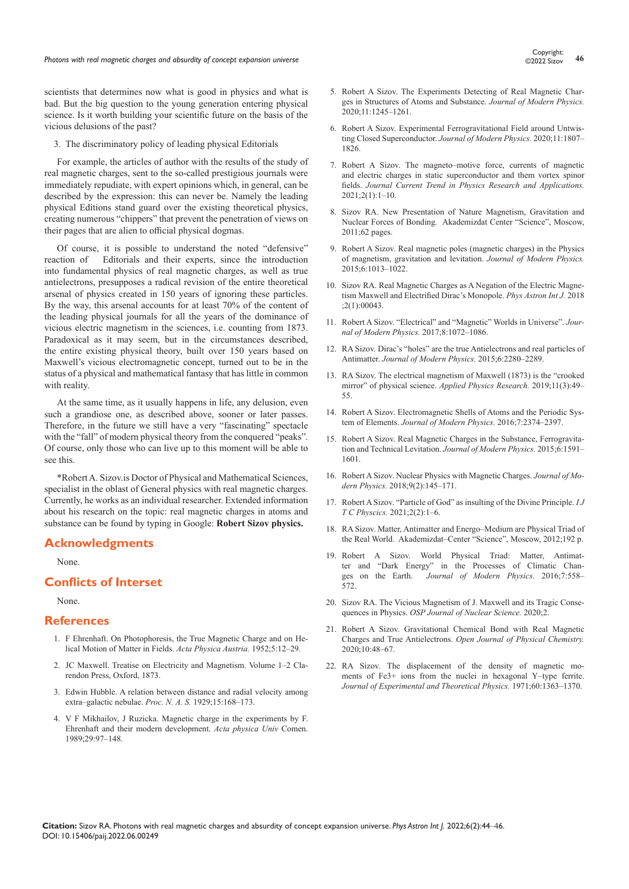scientists that determines now what is good in physics and what is bad. But the big question to the young generation entering physical science. Is it worth building your scientific future on the basis of the vicious delusions of the past?

3. The discriminatory policy of leading physical Editorials

For example, the articles of author with the results of the study of real magnetic charges, sent to the so-called prestigious journals were immediately repudiate, with expert opinions which, in general, can be described by the expression: this can never be. Namely the leading physical Editions stand guard over the existing theoretical physics, creating numerous "chippers" that prevent the penetration of views on their pages that are alien to official physical dogmas.

Of course, it is possible to understand the noted "defensive" reaction of Editorials and their experts, since the introduction into fundamental physics of real magnetic charges, as well as true antielectrons, presupposes a radical revision of the entire theoretical arsenal of physics created in 150 years of ignoring these particles. By the way, this arsenal accounts for at least 70% of the content of the leading physical journals for all the years of the dominance of vicious electric magnetism in the sciences, i.e. counting from 1873. Paradoxical as it may seem, but in the circumstances described, the entire existing physical theory, built over 150 years based on Maxwell's vicious electromagnetic concept, turned out to be in the status of a physical and mathematical fantasy that has little in common with reality.

At the same time, as it usually happens in life, any delusion, even such a grandiose one, as described above, sooner or later passes. Therefore, in the future we still have a very "fascinating" spectacle with the "fall" of modern physical theory from the conquered "peaks". Of course, only those who can live up to this moment will be able to see this.

*Robert A. Sizov.is Doctor of Physical and Mathematical Sciences, specialist in the oblast of General physics with real magnetic charges. Currently, he works as an individual researcher. Extended information about his research on the topic: real magnetic charges in atoms and substance can be found by typing in Google: **Robert Sizov physics.**

## Acknowledgments

None.

## Conflicts of Interset

None.

## References

1. F Ehrenhaft. On Photophoresis, the True Magnetic Charge and on Helical Motion of Matter in Fields. *Acta Physica Austria.* 1952;5:12–29.
2. JC Maxwell. Treatise on Electricity and Magnetism. Volume 1–2 Clarendon Press, Oxford, 1873.
3. Edwin Hubble. A relation between distance and radial velocity among extra–galactic nebulae. *Proc. N. A. S.* 1929;15:168–173.
4. V F Mikhailov, J Ruzicka. Magnetic charge in the experiments by F. Ehrenhaft and their modern development. *Acta physica Univ* Comen. 1989;29:97–148.
5. Robert A Sizov. The Experiments Detecting of Real Magnetic Charges in Structures of Atoms and Substance. *Journal of Modern Physics.* 2020;11:1245–1261.
6. Robert A Sizov. Experimental Ferrogravitational Field around Untwisting Closed Superconductor. *Journal of Modern Physics.* 2020;11:1807–1826.
7. Robert A Sizov. The magneto–motive force, currents of magnetic and electric charges in static superconductor and them vortex spinor fields. *Journal Current Trend in Physics Research and Applications.* 2021;2(1):1–10.
8. Sizov RA. New Presentation of Nature Magnetism, Gravitation and Nuclear Forces of Bonding. Akademizdat Center "Science", Moscow, 2011;62 pages.
9. Robert A Sizov. Real magnetic poles (magnetic charges) in the Physics of magnetism, gravitation and levitation. *Journal of Modern Physics.* 2015;6:1013–1022.
10. Sizov RA. Real Magnetic Charges as A Negation of the Electric Magnetism Maxwell and Electrified Dirac's Monopole. *Phys Astron Int J.* 2018 ;2(1):00043.
11. Robert A Sizov. "Electrical" and "Magnetic" Worlds in Universe". *Journal of Modern Physics.* 2017;8:1072–1086.
12. RA Sizov. Dirac's "holes" are the true Antielectrons and real particles of Antimatter. *Journal of Modern Physics.* 2015;6:2280–2289.
13. RA Sizov. The electrical magnetism of Maxwell (1873) is the "crooked mirror" of physical science. *Applied Physics Research.* 2019;11(3):49–55.
14. Robert A Sizov. Electromagnetic Shells of Atoms and the Periodic System of Elements. *Journal of Modern Physics.* 2016;7:2374–2397.
15. Robert A Sizov. Real Magnetic Charges in the Substance, Ferrogravitation and Technical Levitation. *Journal of Modern Physics.* 2015;6:1591–1601.
16. Robert A Sizov. Nuclear Physics with Magnetic Charges. *Journal of Modern Physics.* 2018;9(2):145–171.
17. Robert A Sizov. "Particle of God" as insulting of the Divine Principle. *I J T C Physcics.* 2021;2(2):1–6.
18. RA Sizov. Matter, Antimatter and Energo–Medium are Physical Triad of the Real World. Akademizdat–Center "Science", Moscow, 2012;192 p.
19. Robert A Sizov. World Physical Triad: Matter, Antimatter and "Dark Energy" in the Processes of Climatic Changes on the Earth. *Journal of Modern Physics.* 2016;7:558–572.
20. Sizov RA. The Vicious Magnetism of J. Maxwell and its Tragic Consequences in Physics. *OSP Journal of Nuclear Science.* 2020;2.
21. Robert A Sizov. Gravitational Chemical Bond with Real Magnetic Charges and True Antielectrons. *Open Journal of Physical Chemistry.* 2020;10:48–67.
22. RA Sizov. The displacement of the density of magnetic moments of $Fe^{3+}$ ions from the nuclei in hexagonal Y–type ferrite. *Journal of Experimental and Theoretical Physics.* 1971;60:1363–1370.